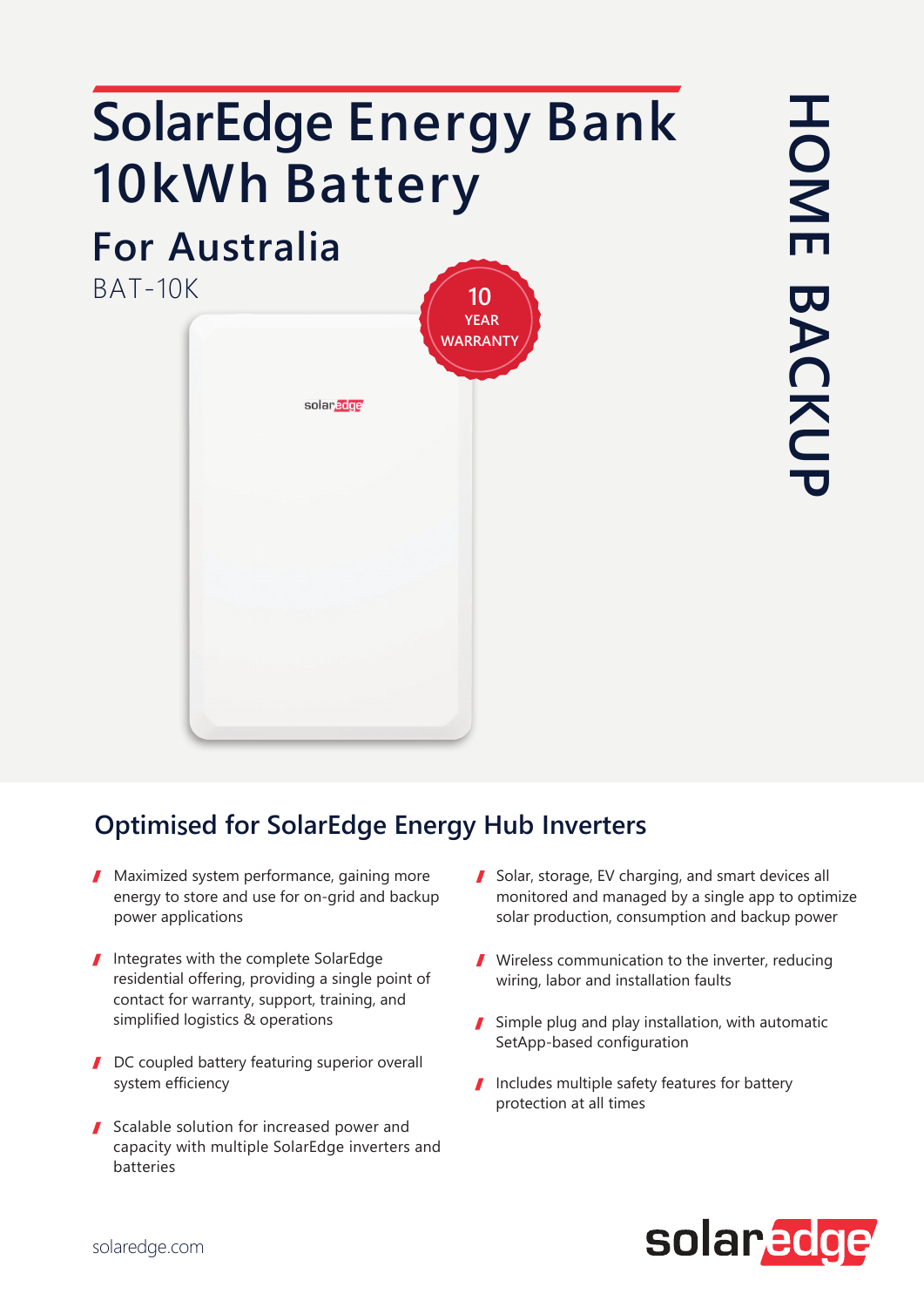# SolarEdge Energy Bank 10kWh Battery

## For Australia

BAT-10K

10 YEAR WARRANTY

HOME BACKUP

## Optimised for SolarEdge Energy Hub Inverters

- Maximized system performance, gaining more energy to store and use for on-grid and backup power applications
- Integrates with the complete SolarEdge residential offering, providing a single point of contact for warranty, support, training, and simplified logistics & operations
- DC coupled battery featuring superior overall system efficiency
- Scalable solution for increased power and capacity with multiple SolarEdge inverters and batteries
- Solar, storage, EV charging, and smart devices all monitored and managed by a single app to optimize solar production, consumption and backup power
- Wireless communication to the inverter, reducing wiring, labor and installation faults
- Simple plug and play installation, with automatic SetApp-based configuration
- Includes multiple safety features for battery protection at all times

solaredge.com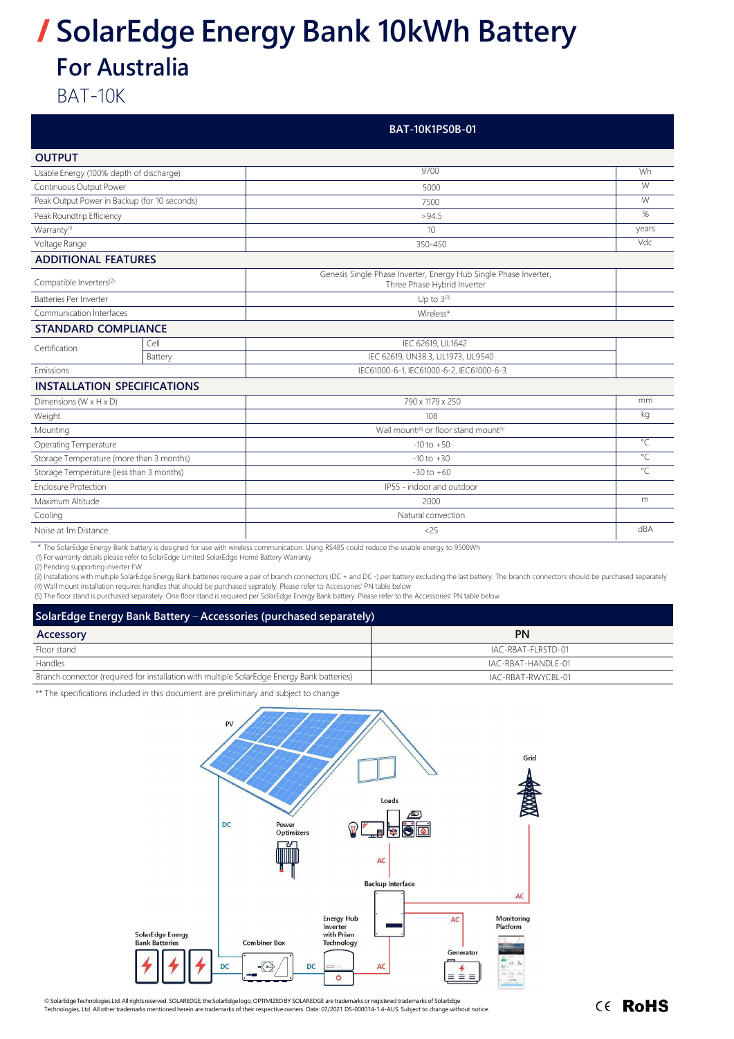# / SolarEdge Energy Bank 10kWh Battery

## For Australia

BAT-10K

| | | BAT-10K1PS0B-01 | |
|---|---|---|---|
| **OUTPUT** | | | |
| Usable Energy (100% depth of discharge) | | 9700 | Wh |
| Continuous Output Power | | 5000 | W |
| Peak Output Power in Backup (for 10 seconds) | | 7500 | W |
| Peak Roundtrip Efficiency | | >94.5 | % |
| Warranty[1] | | 10 | years |
| Voltage Range | | 350-450 | Vdc |
| **ADDITIONAL FEATURES** | | | |
| Compatible Inverters[2] | | Genesis Single Phase Inverter, Energy Hub Single Phase Inverter, Three Phase Hybrid Inverter | |
| Batteries Per Inverter | | Up to 3[3] | |
| Communication Interfaces | | Wireless* | |
| **STANDARD COMPLIANCE** | | | |
| Certification | Cell | IEC 62619, UL1642 | |
| | Battery | IEC 62619, UN38.3, UL1973, UL9540 | |
| Emissions | | IEC61000-6-1, IEC61000-6-2, IEC61000-6-3 | |
| **INSTALLATION SPECIFICATIONS** | | | |
| Dimensions (W x H x D) | | 790 x 1179 x 250 | mm |
| Weight | | 108 | kg |
| Mounting | | Wall mount[4] or floor stand mount[5] | |
| Operating Temperature | | -10 to +50 | °C |
| Storage Temperature (more than 3 months) | | -10 to +30 | °C |
| Storage Temperature (less than 3 months) | | -30 to +60 | °C |
| Enclosure Protection | | IP55 - indoor and outdoor | |
| Maximum Altitude | | 2000 | m |
| Cooling | | Natural convection | |
| Noise at 1m Distance | | <25 | dBA |

\* The SolarEdge Energy Bank battery is designed for use with wireless communication. Using RS485 could reduce the usable energy to 9500Wh
(1) For warranty details please refer to SolarEdge Limited SolarEdge Home Battery Warranty
(2) Pending supporting inverter FW
(3) Installations with multiple SolarEdge Energy Bank batteries require a pair of branch connectors (DC + and DC -) per battery excluding the last battery. The branch connectors should be purchased separately
(4) Wall mount installation requires handles that should be purchased seprately. Please refer to Accessories' PN table below
(5) The floor stand is purchased separately. One floor stand is required per SolarEdge Energy Bank battery. Please refer to the Accessories' PN table below

## SolarEdge Energy Bank Battery – Accessories (purchased separately)

| Accessory | PN |
|---|---|
| Floor stand | IAC-RBAT-FLRSTD-01 |
| Handles | IAC-RBAT-HANDLE-01 |
| Branch connector (required for installation with multiple SolarEdge Energy Bank batteries) | IAC-RBAT-RWYCBL-01 |

\*\* The specifications included in this document are preliminary and subject to change

PV
Grid
Loads
DC
Power Optimizers
AC
Backup Interface
AC
AC
Energy Hub Inverter with Prism Technology
Monitoring Platform
SolarEdge Energy Bank Batteries
Combiner Box
Generator
DC
DC
AC

© SolarEdge Technologies Ltd. All rights reserved. SOLAREDGE, the SolarEdge logo, OPTIMIZED BY SOLAREDGE are trademarks or registered trademarks of SolarEdge Technologies, Ltd. All other trademarks mentioned herein are trademarks of their respective owners. Date: 07/2021 DS-000014-1.4-AUS. Subject to change without notice.

CE RoHS